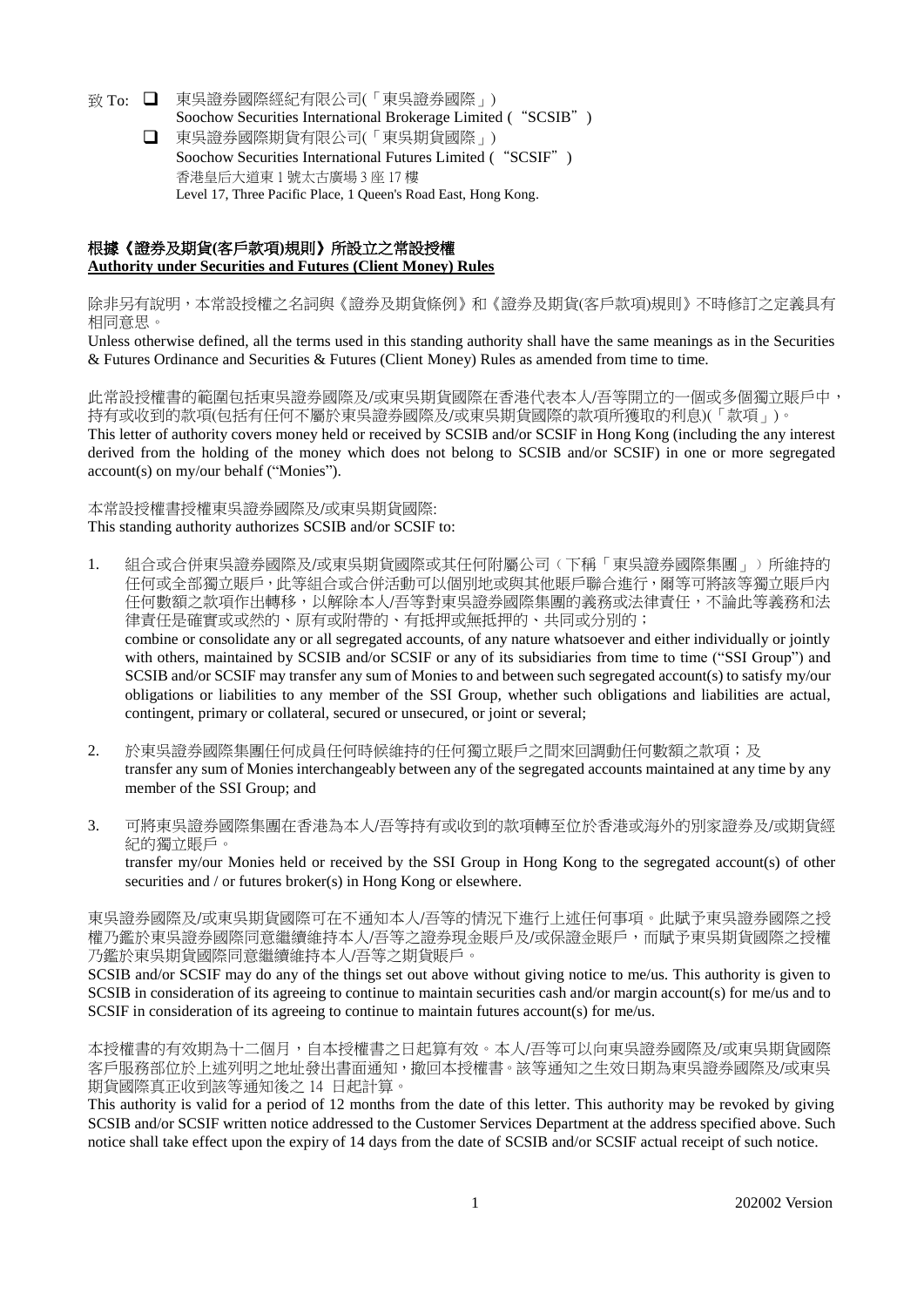致 To: ☐ 東吳證券國際經紀有限公司(「東吳證券國際」)
Soochow Securities International Brokerage Limited ("SCSIB")

☐ 東吳證券國際期貨有限公司(「東吳期貨國際」)
Soochow Securities International Futures Limited ("SCSIF")
香港皇后大道東 1 號太古廣場 3 座 17 樓
Level 17, Three Pacific Place, 1 Queen's Road East, Hong Kong.

## 根據《證券及期貨(客戶款項)規則》所設立之常設授權
## Authority under Securities and Futures (Client Money) Rules

除非另有說明，本常設授權之名詞與《證券及期貨條例》和《證券及期貨(客戶款項)規則》不時修訂之定義具有相同意思。
Unless otherwise defined, all the terms used in this standing authority shall have the same meanings as in the Securities & Futures Ordinance and Securities & Futures (Client Money) Rules as amended from time to time.

此常設授權書的範圍包括東吳證券國際及/或東吳期貨國際在香港代表本人/吾等開立的一個或多個獨立賬戶中，持有或收到的款項(包括有任何不屬於東吳證券國際及/或東吳期貨國際的款項所獲取的利息)(「款項」)。
This letter of authority covers money held or received by SCSIB and/or SCSIF in Hong Kong (including the any interest derived from the holding of the money which does not belong to SCSIB and/or SCSIF) in one or more segregated account(s) on my/our behalf ("Monies").

本常設授權書授權東吳證券國際及/或東吳期貨國際:
This standing authority authorizes SCSIB and/or SCSIF to:

1. 組合或合併東吳證券國際及/或東吳期貨國際或其任何附屬公司（下稱「東吳證券國際集團」）所維持的任何或全部獨立賬戶，此等組合或合併活動可以個別地或與其他賬戶聯合進行，爾等可將該等獨立賬戶內任何數額之款項作出轉移，以解除本人/吾等對東吳證券國際集團的義務或法律責任，不論此等義務和法律責任是確實或或然的、原有或附帶的、有抵押或無抵押的、共同或分別的；
combine or consolidate any or all segregated accounts, of any nature whatsoever and either individually or jointly with others, maintained by SCSIB and/or SCSIF or any of its subsidiaries from time to time ("SSI Group") and SCSIB and/or SCSIF may transfer any sum of Monies to and between such segregated account(s) to satisfy my/our obligations or liabilities to any member of the SSI Group, whether such obligations and liabilities are actual, contingent, primary or collateral, secured or unsecured, or joint or several;

2. 於東吳證券國際集團任何成員任何時候維持的任何獨立賬戶之間來回調動任何數額之款項；及
transfer any sum of Monies interchangeably between any of the segregated accounts maintained at any time by any member of the SSI Group; and

3. 可將東吳證券國際集團在香港為本人/吾等持有或收到的款項轉至位於香港或海外的別家證券及/或期貨經紀的獨立賬戶。
transfer my/our Monies held or received by the SSI Group in Hong Kong to the segregated account(s) of other securities and / or futures broker(s) in Hong Kong or elsewhere.

東吳證券國際及/或東吳期貨國際可在不通知本人/吾等的情況下進行上述任何事項。此賦予東吳證券國際之授權乃鑑於東吳證券國際同意繼續維持本人/吾等之證券現金賬戶及/或保證金賬戶，而賦予東吳期貨國際之授權乃鑑於東吳期貨國際同意繼續維持本人/吾等之期貨賬戶。
SCSIB and/or SCSIF may do any of the things set out above without giving notice to me/us. This authority is given to SCSIB in consideration of its agreeing to continue to maintain securities cash and/or margin account(s) for me/us and to SCSIF in consideration of its agreeing to continue to maintain futures account(s) for me/us.

本授權書的有效期為十二個月，自本授權書之日起算有效。本人/吾等可以向東吳證券國際及/或東吳期貨國際客戶服務部位於上述列明之地址發出書面通知，撤回本授權書。該等通知之生效日期為東吳證券國際及/或東吳期貨國際真正收到該等通知後之 14 日起計算。
This authority is valid for a period of 12 months from the date of this letter. This authority may be revoked by giving SCSIB and/or SCSIF written notice addressed to the Customer Services Department at the address specified above. Such notice shall take effect upon the expiry of 14 days from the date of SCSIB and/or SCSIF actual receipt of such notice.

202002 Version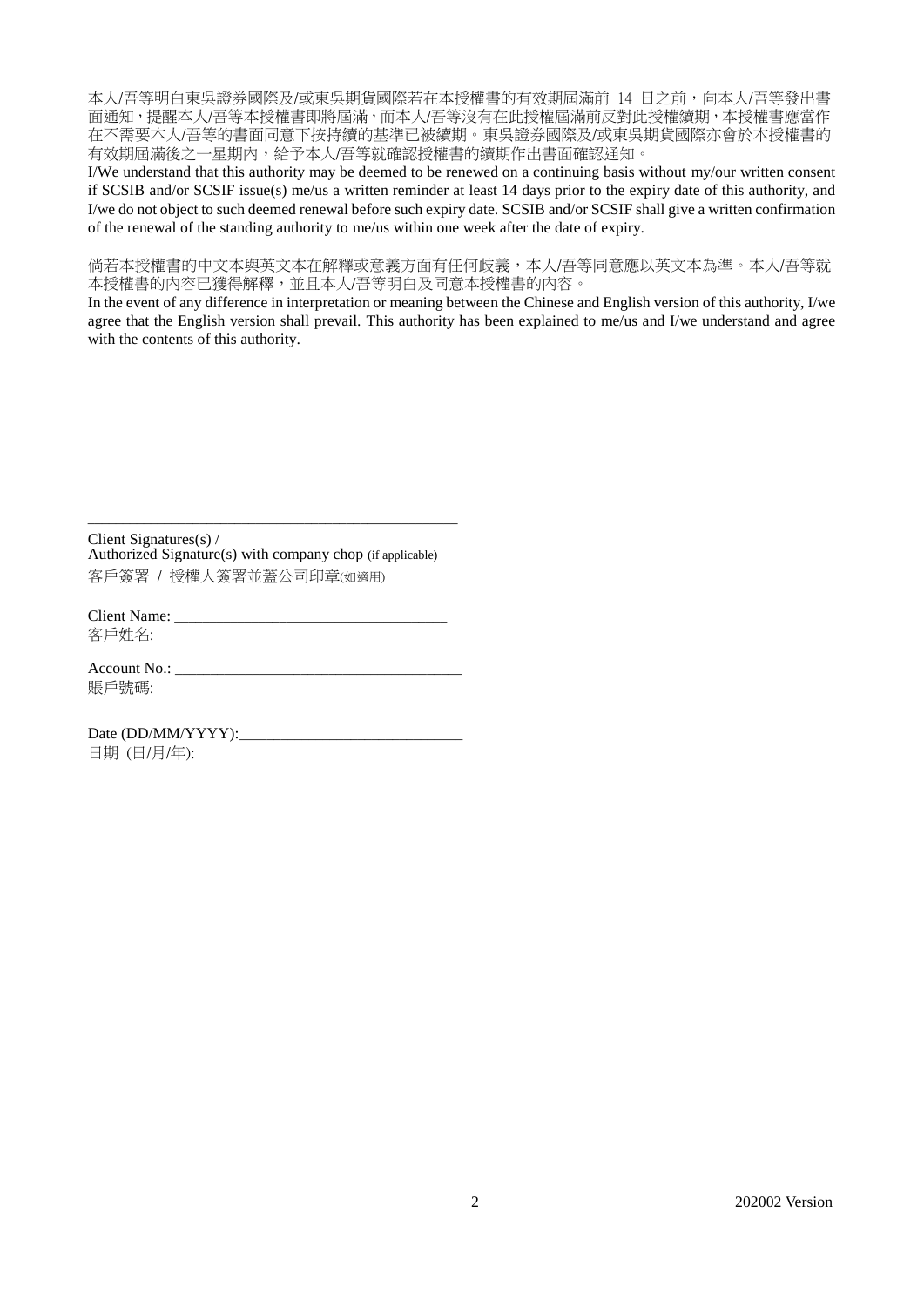本人/吾等明白東吳證券國際及/或東吳期貨國際若在本授權書的有效期屆滿前 14 日之前，向本人/吾等發出書面通知，提醒本人/吾等本授權書即將屆滿，而本人/吾等沒有在此授權屆滿前反對此授權續期，本授權書應當作在不需要本人/吾等的書面同意下按持續的基準已被續期。東吳證券國際及/或東吳期貨國際亦會於本授權書的有效期屆滿後之一星期內，給予本人/吾等就確認授權書的續期作出書面確認通知。

I/We understand that this authority may be deemed to be renewed on a continuing basis without my/our written consent if SCSIB and/or SCSIF issue(s) me/us a written reminder at least 14 days prior to the expiry date of this authority, and I/we do not object to such deemed renewal before such expiry date. SCSIB and/or SCSIF shall give a written confirmation of the renewal of the standing authority to me/us within one week after the date of expiry.

倘若本授權書的中文本與英文本在解釋或意義方面有任何歧義，本人/吾等同意應以英文本為準。本人/吾等就本授權書的內容已獲得解釋，並且本人/吾等明白及同意本授權書的內容。

In the event of any difference in interpretation or meaning between the Chinese and English version of this authority, I/we agree that the English version shall prevail. This authority has been explained to me/us and I/we understand and agree with the contents of this authority.

_______________________________________________

Client Signatures(s) /
Authorized Signature(s) with company chop (if applicable)
客戶簽署 / 授權人簽署並蓋公司印章(如適用)

Client Name: ___________________________________
客戶姓名:

Account No.: ____________________________________
賬戶號碼:

Date (DD/MM/YYYY):_____________________________
日期 (日/月/年):

202002 Version